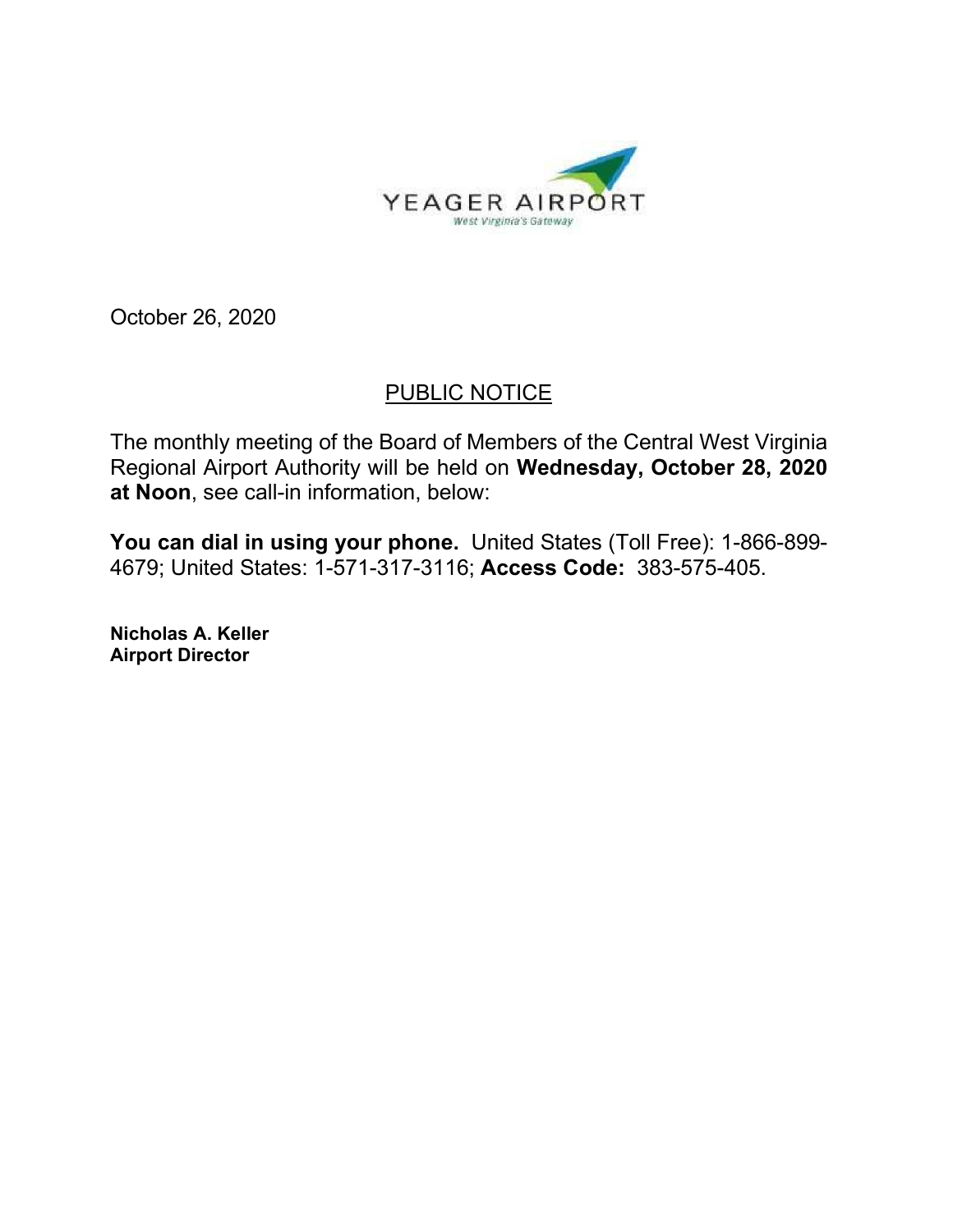YEAGER AIRPORT

*West Virginia's Gateway*

October 26, 2020

## PUBLIC NOTICE

The monthly meeting of the Board of Members of the Central West Virginia Regional Airport Authority will be held on **Wednesday, October 28, 2020 at Noon**, see call-in information, below:

**You can dial in using your phone.** United States (Toll Free): 1-866-899-4679; United States: 1-571-317-3116; **Access Code:** 383-575-405.

**Nicholas A. Keller**
**Airport Director**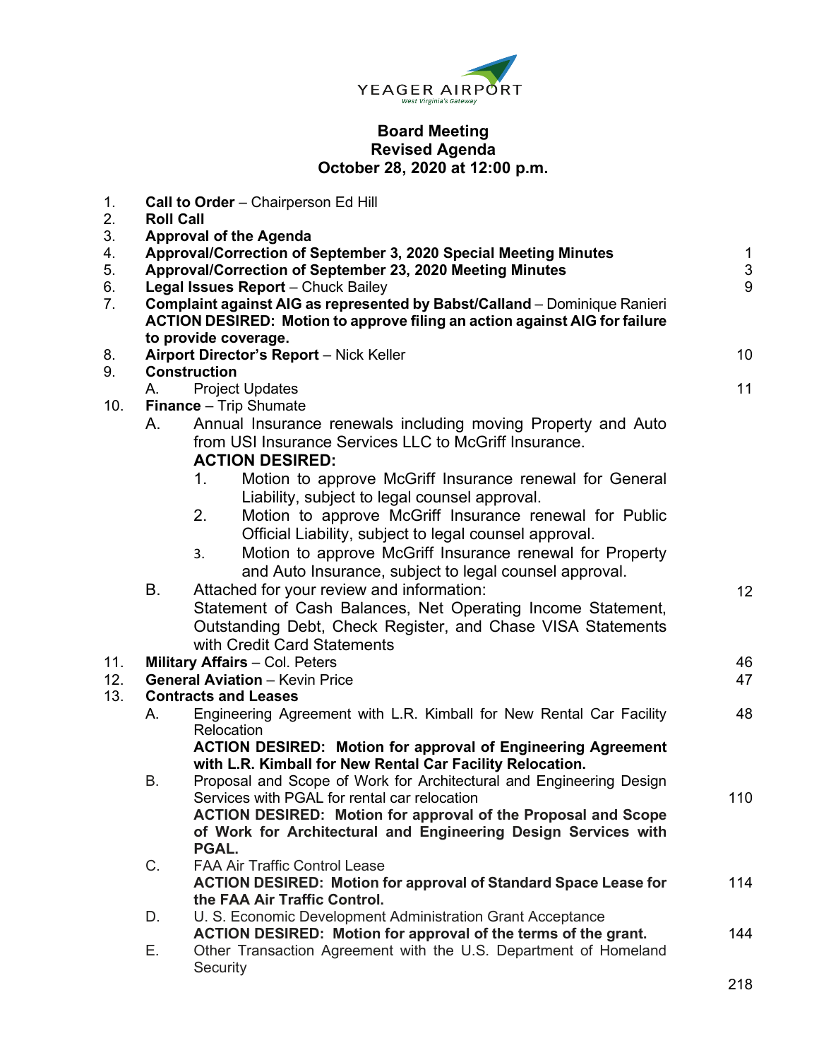YEAGER AIRPORT
*West Virginia's Gateway*

# Board Meeting
## Revised Agenda
## October 28, 2020 at 12:00 p.m.

1. **Call to Order** – Chairperson Ed Hill
2. **Roll Call**
3. **Approval of the Agenda**
4. **Approval/Correction of September 3, 2020 Special Meeting Minutes** — 1
5. **Approval/Correction of September 23, 2020 Meeting Minutes** — 3
6. **Legal Issues Report** – Chuck Bailey — 9
7. **Complaint against AIG as represented by Babst/Calland** – Dominique Ranieri
   **ACTION DESIRED: Motion to approve filing an action against AIG for failure to provide coverage.**
8. **Airport Director's Report** – Nick Keller — 10
9. **Construction**
   A. Project Updates — 11
10. **Finance** – Trip Shumate
    A. Annual Insurance renewals including moving Property and Auto from USI Insurance Services LLC to McGriff Insurance.
       **ACTION DESIRED:**
       1. Motion to approve McGriff Insurance renewal for General Liability, subject to legal counsel approval.
       2. Motion to approve McGriff Insurance renewal for Public Official Liability, subject to legal counsel approval.
       3. Motion to approve McGriff Insurance renewal for Property and Auto Insurance, subject to legal counsel approval.
    B. Attached for your review and information: — 12
       Statement of Cash Balances, Net Operating Income Statement, Outstanding Debt, Check Register, and Chase VISA Statements with Credit Card Statements
11. **Military Affairs** – Col. Peters — 46
12. **General Aviation** – Kevin Price — 47
13. **Contracts and Leases**
    A. Engineering Agreement with L.R. Kimball for New Rental Car Facility Relocation — 48
       **ACTION DESIRED: Motion for approval of Engineering Agreement with L.R. Kimball for New Rental Car Facility Relocation.**
    B. Proposal and Scope of Work for Architectural and Engineering Design Services with PGAL for rental car relocation — 110
       **ACTION DESIRED: Motion for approval of the Proposal and Scope of Work for Architectural and Engineering Design Services with PGAL.**
    C. FAA Air Traffic Control Lease
       **ACTION DESIRED: Motion for approval of Standard Space Lease for the FAA Air Traffic Control.** — 114
    D. U. S. Economic Development Administration Grant Acceptance
       **ACTION DESIRED: Motion for approval of the terms of the grant.** — 144
    E. Other Transaction Agreement with the U.S. Department of Homeland Security — 218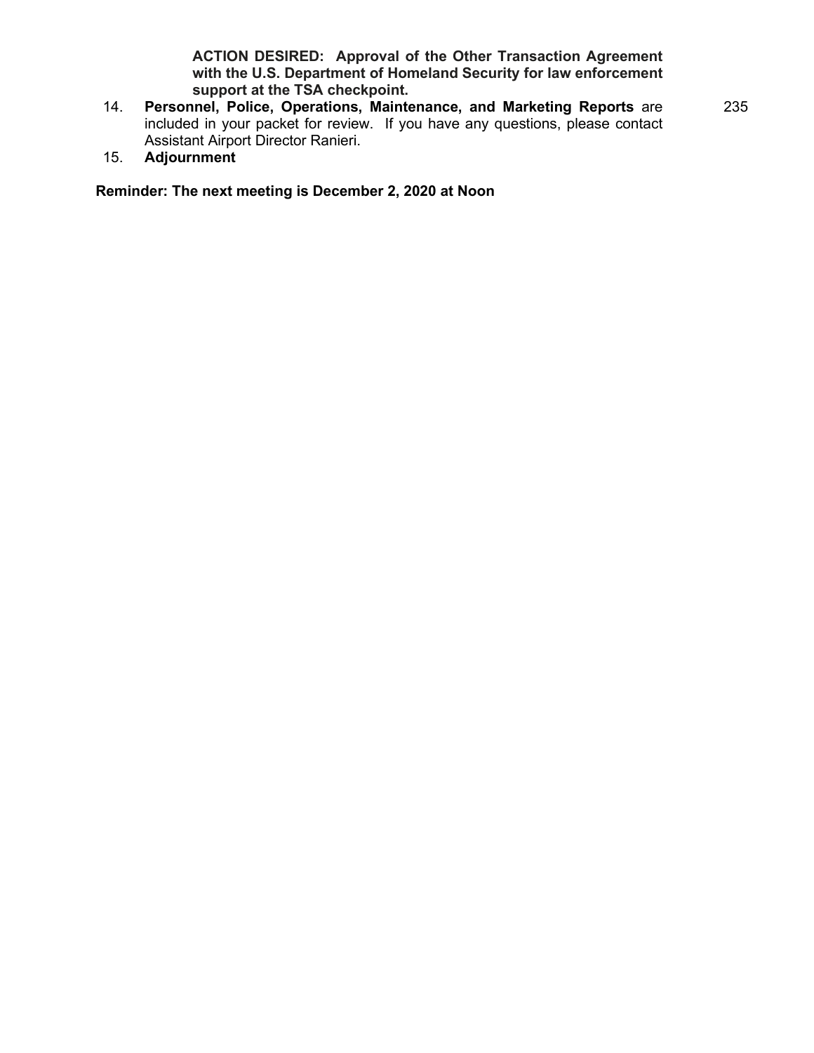**ACTION DESIRED: Approval of the Other Transaction Agreement with the U.S. Department of Homeland Security for law enforcement support at the TSA checkpoint.**

14. **Personnel, Police, Operations, Maintenance, and Marketing Reports** are included in your packet for review. If you have any questions, please contact Assistant Airport Director Ranieri. 235
15. **Adjournment**

**Reminder: The next meeting is December 2, 2020 at Noon**